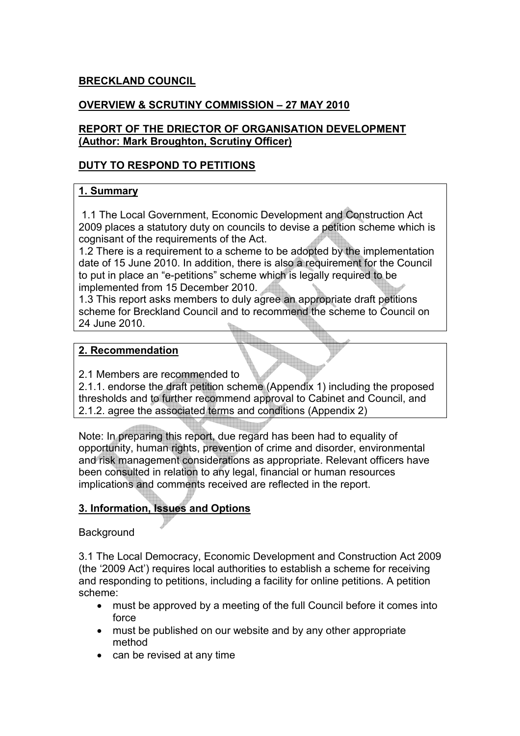**BRECKLAND COUNCIL**

**OVERVIEW & SCRUTINY COMMISSION – 27 MAY 2010**

**REPORT OF THE DRIECTOR OF ORGANISATION DEVELOPMENT (Author: Mark Broughton, Scrutiny Officer)**

**DUTY TO RESPOND TO PETITIONS**

## 1. Summary

1.1 The Local Government, Economic Development and Construction Act 2009 places a statutory duty on councils to devise a petition scheme which is cognisant of the requirements of the Act.

1.2 There is a requirement to a scheme to be adopted by the implementation date of 15 June 2010. In addition, there is also a requirement for the Council to put in place an "e-petitions" scheme which is legally required to be implemented from 15 December 2010.

1.3 This report asks members to duly agree an appropriate draft petitions scheme for Breckland Council and to recommend the scheme to Council on 24 June 2010.

## 2. Recommendation

2.1 Members are recommended to

2.1.1. endorse the draft petition scheme (Appendix 1) including the proposed thresholds and to further recommend approval to Cabinet and Council, and

2.1.2. agree the associated terms and conditions (Appendix 2)

Note: In preparing this report, due regard has been had to equality of opportunity, human rights, prevention of crime and disorder, environmental and risk management considerations as appropriate. Relevant officers have been consulted in relation to any legal, financial or human resources implications and comments received are reflected in the report.

## 3. Information, Issues and Options

Background

3.1 The Local Democracy, Economic Development and Construction Act 2009 (the '2009 Act') requires local authorities to establish a scheme for receiving and responding to petitions, including a facility for online petitions. A petition scheme:

- must be approved by a meeting of the full Council before it comes into force
- must be published on our website and by any other appropriate method
- can be revised at any time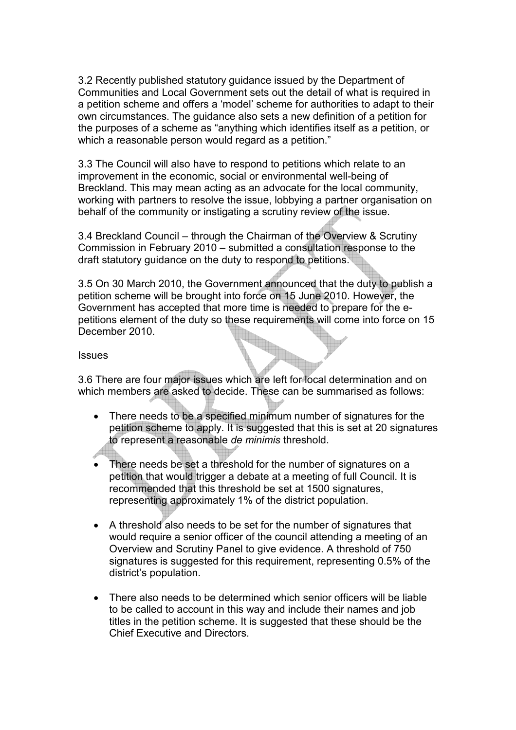3.2 Recently published statutory guidance issued by the Department of Communities and Local Government sets out the detail of what is required in a petition scheme and offers a 'model' scheme for authorities to adapt to their own circumstances. The guidance also sets a new definition of a petition for the purposes of a scheme as "anything which identifies itself as a petition, or which a reasonable person would regard as a petition."

3.3 The Council will also have to respond to petitions which relate to an improvement in the economic, social or environmental well-being of Breckland. This may mean acting as an advocate for the local community, working with partners to resolve the issue, lobbying a partner organisation on behalf of the community or instigating a scrutiny review of the issue.

3.4 Breckland Council – through the Chairman of the Overview & Scrutiny Commission in February 2010 – submitted a consultation response to the draft statutory guidance on the duty to respond to petitions.

3.5 On 30 March 2010, the Government announced that the duty to publish a petition scheme will be brought into force on 15 June 2010. However, the Government has accepted that more time is needed to prepare for the e-petitions element of the duty so these requirements will come into force on 15 December 2010.

Issues

3.6 There are four major issues which are left for local determination and on which members are asked to decide. These can be summarised as follows:

- There needs to be a specified minimum number of signatures for the petition scheme to apply. It is suggested that this is set at 20 signatures to represent a reasonable *de minimis* threshold.

- There needs be set a threshold for the number of signatures on a petition that would trigger a debate at a meeting of full Council. It is recommended that this threshold be set at 1500 signatures, representing approximately 1% of the district population.

- A threshold also needs to be set for the number of signatures that would require a senior officer of the council attending a meeting of an Overview and Scrutiny Panel to give evidence. A threshold of 750 signatures is suggested for this requirement, representing 0.5% of the district's population.

- There also needs to be determined which senior officers will be liable to be called to account in this way and include their names and job titles in the petition scheme. It is suggested that these should be the Chief Executive and Directors.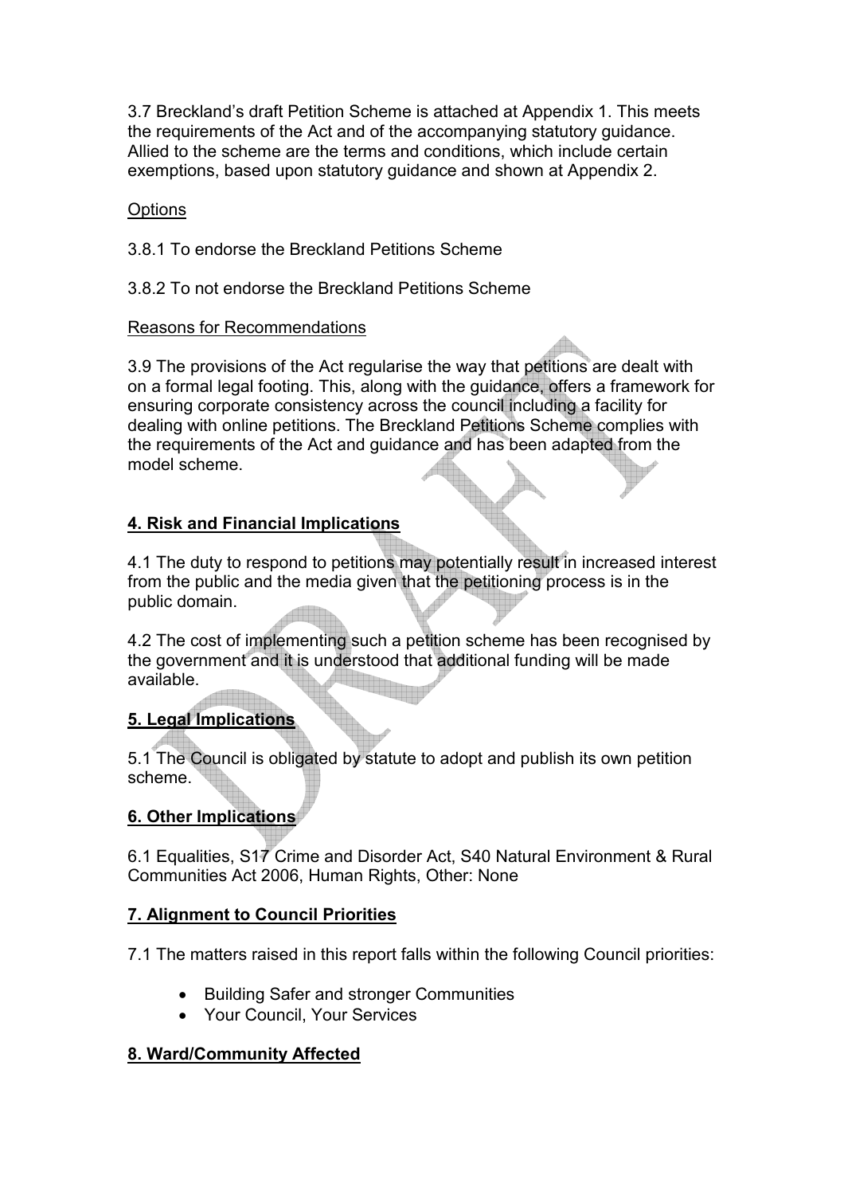3.7 Breckland's draft Petition Scheme is attached at Appendix 1. This meets the requirements of the Act and of the accompanying statutory guidance. Allied to the scheme are the terms and conditions, which include certain exemptions, based upon statutory guidance and shown at Appendix 2.

Options

3.8.1 To endorse the Breckland Petitions Scheme

3.8.2 To not endorse the Breckland Petitions Scheme

Reasons for Recommendations

3.9 The provisions of the Act regularise the way that petitions are dealt with on a formal legal footing. This, along with the guidance, offers a framework for ensuring corporate consistency across the council including a facility for dealing with online petitions. The Breckland Petitions Scheme complies with the requirements of the Act and guidance and has been adapted from the model scheme.

## 4. Risk and Financial Implications

4.1 The duty to respond to petitions may potentially result in increased interest from the public and the media given that the petitioning process is in the public domain.

4.2 The cost of implementing such a petition scheme has been recognised by the government and it is understood that additional funding will be made available.

## 5. Legal Implications

5.1 The Council is obligated by statute to adopt and publish its own petition scheme.

## 6. Other Implications

6.1 Equalities, S17 Crime and Disorder Act, S40 Natural Environment & Rural Communities Act 2006, Human Rights, Other: None

## 7. Alignment to Council Priorities

7.1 The matters raised in this report falls within the following Council priorities:

- Building Safer and stronger Communities
- Your Council, Your Services

## 8. Ward/Community Affected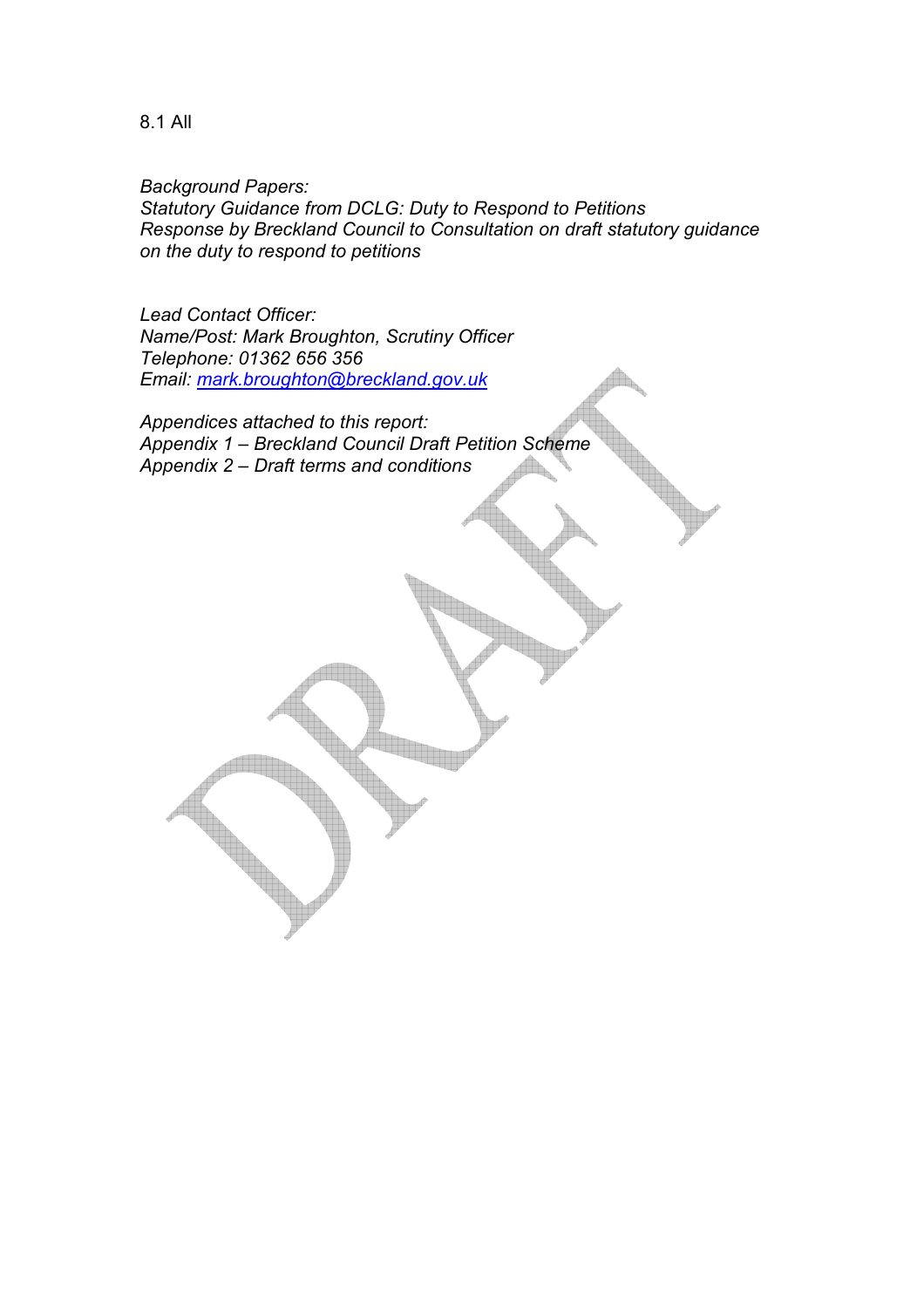8.1 All

*Background Papers:*
*Statutory Guidance from DCLG: Duty to Respond to Petitions*
*Response by Breckland Council to Consultation on draft statutory guidance on the duty to respond to petitions*

*Lead Contact Officer:*
*Name/Post: Mark Broughton, Scrutiny Officer*
*Telephone: 01362 656 356*
*Email: [mark.broughton@breckland.gov.uk](mailto:mark.broughton@breckland.gov.uk)*

*Appendices attached to this report:*
*Appendix 1 – Breckland Council Draft Petition Scheme*
*Appendix 2 – Draft terms and conditions*